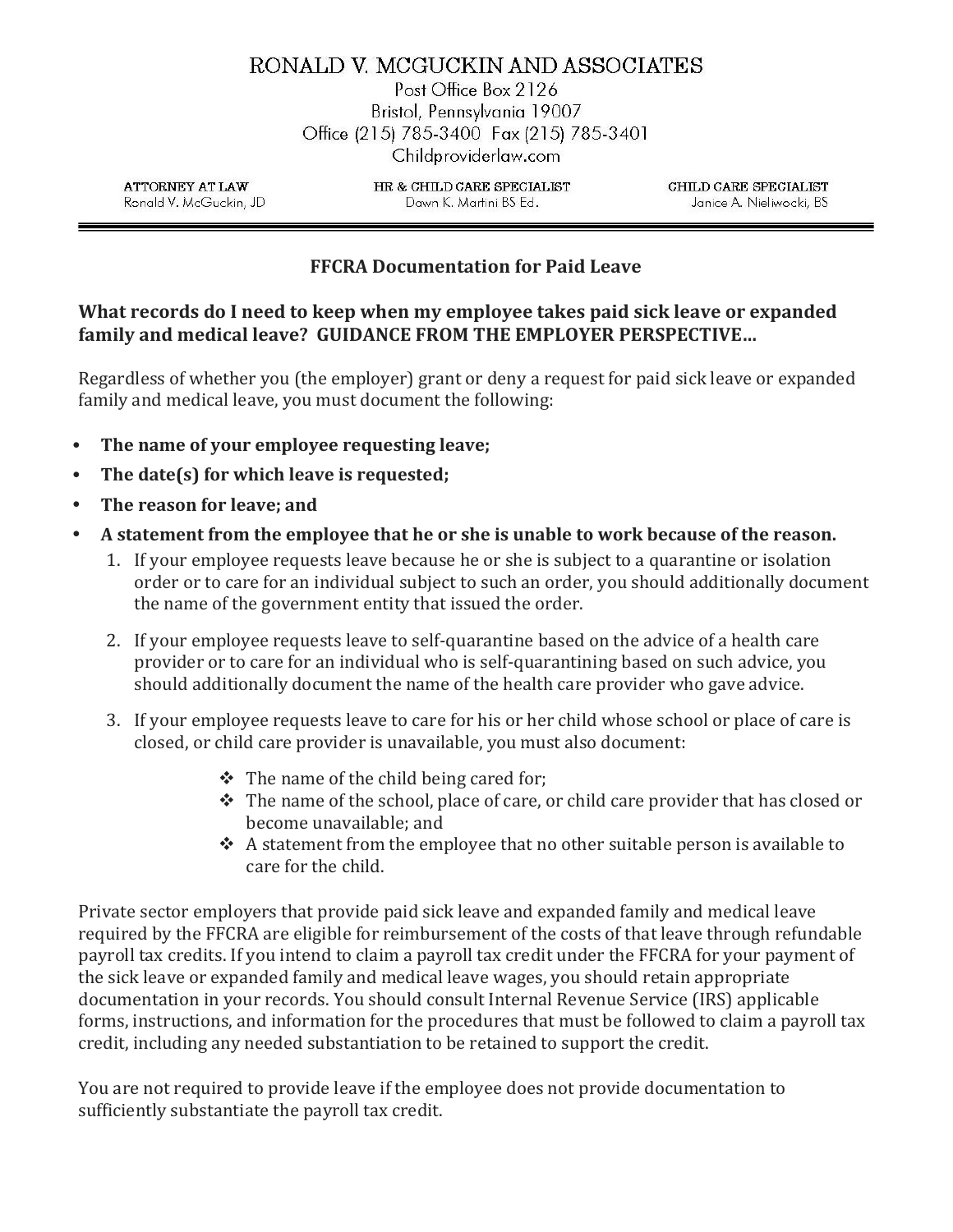# RONALD V. MCGUCKIN AND ASSOCIATES

Post Office Box 2126
Bristol, Pennsylvania 19007
Office (215) 785-3400 Fax (215) 785-3401
Childproviderlaw.com

| ATTORNEY AT LAW | HR & CHILD CARE SPECIALIST | CHILD CARE SPECIALIST |
|---|---|---|
| Ronald V. McGuckin, JD | Dawn K. Martini BS Ed. | Janice A. Nieliwocki, BS |

## FFCRA Documentation for Paid Leave

### What records do I need to keep when my employee takes paid sick leave or expanded family and medical leave? GUIDANCE FROM THE EMPLOYER PERSPECTIVE…

Regardless of whether you (the employer) grant or deny a request for paid sick leave or expanded family and medical leave, you must document the following:

- **The name of your employee requesting leave;**
- **The date(s) for which leave is requested;**
- **The reason for leave; and**
- **A statement from the employee that he or she is unable to work because of the reason.**
  1. If your employee requests leave because he or she is subject to a quarantine or isolation order or to care for an individual subject to such an order, you should additionally document the name of the government entity that issued the order.
  2. If your employee requests leave to self-quarantine based on the advice of a health care provider or to care for an individual who is self-quarantining based on such advice, you should additionally document the name of the health care provider who gave advice.
  3. If your employee requests leave to care for his or her child whose school or place of care is closed, or child care provider is unavailable, you must also document:
     - The name of the child being cared for;
     - The name of the school, place of care, or child care provider that has closed or become unavailable; and
     - A statement from the employee that no other suitable person is available to care for the child.

Private sector employers that provide paid sick leave and expanded family and medical leave required by the FFCRA are eligible for reimbursement of the costs of that leave through refundable payroll tax credits. If you intend to claim a payroll tax credit under the FFCRA for your payment of the sick leave or expanded family and medical leave wages, you should retain appropriate documentation in your records. You should consult Internal Revenue Service (IRS) applicable forms, instructions, and information for the procedures that must be followed to claim a payroll tax credit, including any needed substantiation to be retained to support the credit.

You are not required to provide leave if the employee does not provide documentation to sufficiently substantiate the payroll tax credit.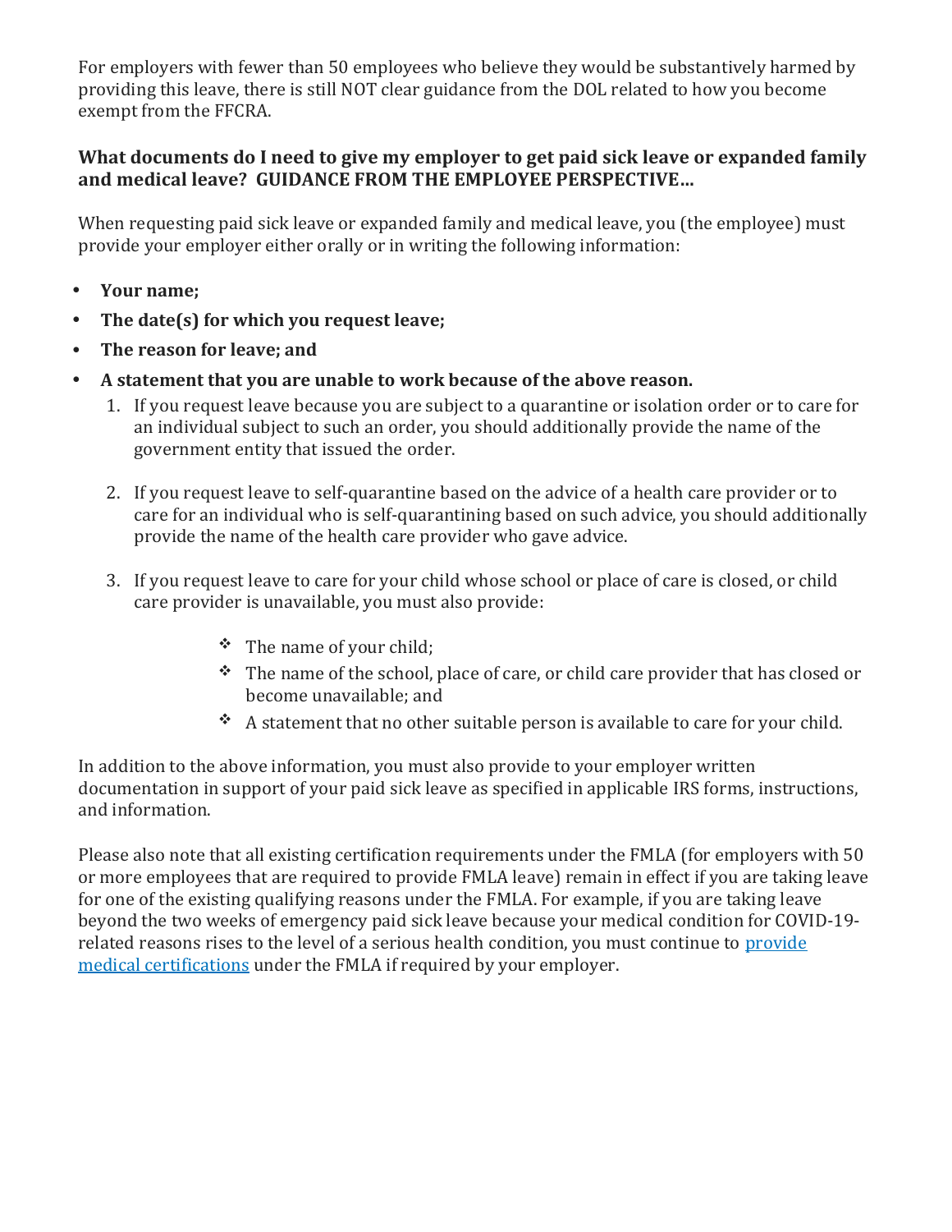For employers with fewer than 50 employees who believe they would be substantively harmed by providing this leave, there is still NOT clear guidance from the DOL related to how you become exempt from the FFCRA.

**What documents do I need to give my employer to get paid sick leave or expanded family and medical leave? GUIDANCE FROM THE EMPLOYEE PERSPECTIVE…**

When requesting paid sick leave or expanded family and medical leave, you (the employee) must provide your employer either orally or in writing the following information:

- **Your name;**
- **The date(s) for which you request leave;**
- **The reason for leave; and**
- **A statement that you are unable to work because of the above reason.**
  1. If you request leave because you are subject to a quarantine or isolation order or to care for an individual subject to such an order, you should additionally provide the name of the government entity that issued the order.
  2. If you request leave to self-quarantine based on the advice of a health care provider or to care for an individual who is self-quarantining based on such advice, you should additionally provide the name of the health care provider who gave advice.
  3. If you request leave to care for your child whose school or place of care is closed, or child care provider is unavailable, you must also provide:
     - The name of your child;
     - The name of the school, place of care, or child care provider that has closed or become unavailable; and
     - A statement that no other suitable person is available to care for your child.

In addition to the above information, you must also provide to your employer written documentation in support of your paid sick leave as specified in applicable IRS forms, instructions, and information.

Please also note that all existing certification requirements under the FMLA (for employers with 50 or more employees that are required to provide FMLA leave) remain in effect if you are taking leave for one of the existing qualifying reasons under the FMLA. For example, if you are taking leave beyond the two weeks of emergency paid sick leave because your medical condition for COVID-19-related reasons rises to the level of a serious health condition, you must continue to provide medical certifications under the FMLA if required by your employer.